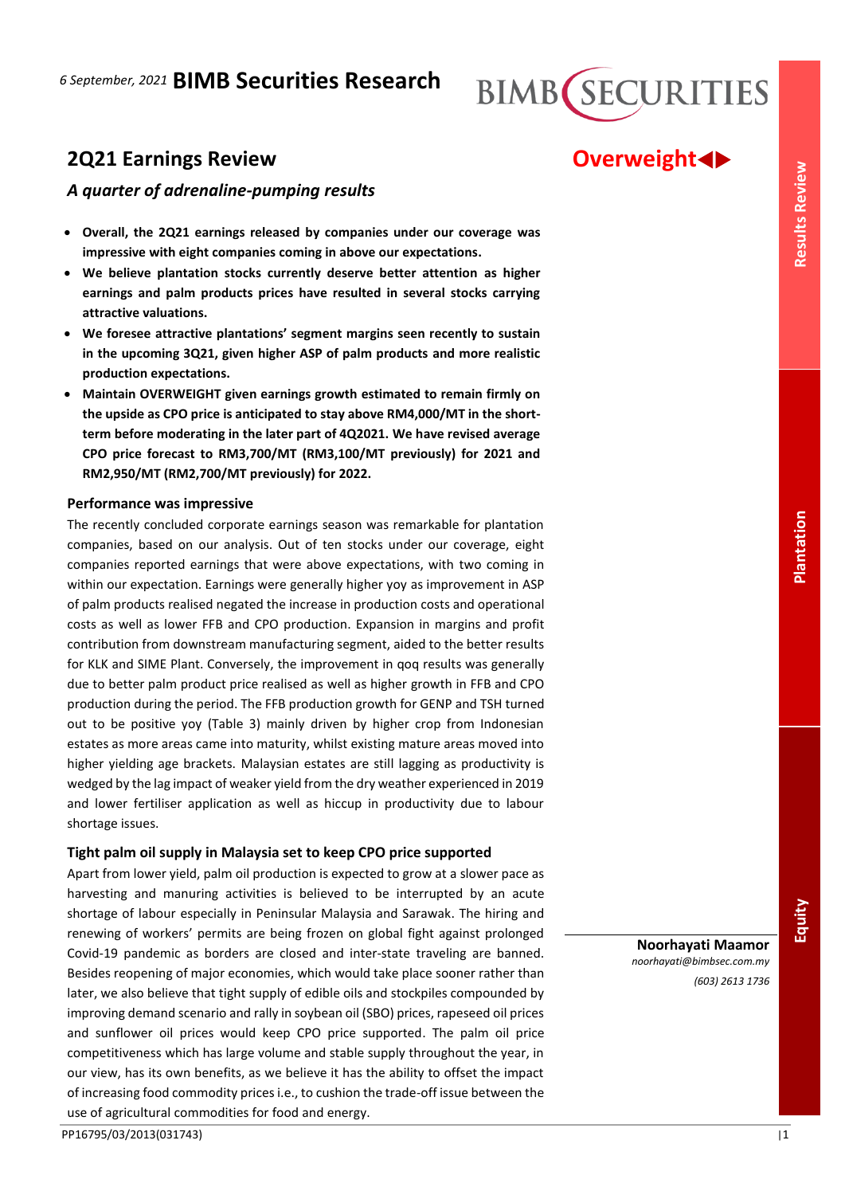6 September, 2021 **BIMB Securities Research**

# 2Q21 Earnings Review

**Overweight**

### *A quarter of adrenaline-pumping results*

- **Overall, the 2Q21 earnings released by companies under our coverage was impressive with eight companies coming in above our expectations.**
- **We believe plantation stocks currently deserve better attention as higher earnings and palm products prices have resulted in several stocks carrying attractive valuations.**
- **We foresee attractive plantations' segment margins seen recently to sustain in the upcoming 3Q21, given higher ASP of palm products and more realistic production expectations.**
- **Maintain OVERWEIGHT given earnings growth estimated to remain firmly on the upside as CPO price is anticipated to stay above RM4,000/MT in the short-term before moderating in the later part of 4Q2021. We have revised average CPO price forecast to RM3,700/MT (RM3,100/MT previously) for 2021 and RM2,950/MT (RM2,700/MT previously) for 2022.**

## Performance was impressive

The recently concluded corporate earnings season was remarkable for plantation companies, based on our analysis. Out of ten stocks under our coverage, eight companies reported earnings that were above expectations, with two coming in within our expectation. Earnings were generally higher yoy as improvement in ASP of palm products realised negated the increase in production costs and operational costs as well as lower FFB and CPO production. Expansion in margins and profit contribution from downstream manufacturing segment, aided to the better results for KLK and SIME Plant. Conversely, the improvement in qoq results was generally due to better palm product price realised as well as higher growth in FFB and CPO production during the period. The FFB production growth for GENP and TSH turned out to be positive yoy (Table 3) mainly driven by higher crop from Indonesian estates as more areas came into maturity, whilst existing mature areas moved into higher yielding age brackets. Malaysian estates are still lagging as productivity is wedged by the lag impact of weaker yield from the dry weather experienced in 2019 and lower fertiliser application as well as hiccup in productivity due to labour shortage issues.

## Tight palm oil supply in Malaysia set to keep CPO price supported

Apart from lower yield, palm oil production is expected to grow at a slower pace as harvesting and manuring activities is believed to be interrupted by an acute shortage of labour especially in Peninsular Malaysia and Sarawak. The hiring and renewing of workers' permits are being frozen on global fight against prolonged Covid-19 pandemic as borders are closed and inter-state traveling are banned. Besides reopening of major economies, which would take place sooner rather than later, we also believe that tight supply of edible oils and stockpiles compounded by improving demand scenario and rally in soybean oil (SBO) prices, rapeseed oil prices and sunflower oil prices would keep CPO price supported. The palm oil price competitiveness which has large volume and stable supply throughout the year, in our view, has its own benefits, as we believe it has the ability to offset the impact of increasing food commodity prices i.e., to cushion the trade-off issue between the use of agricultural commodities for food and energy.

**Noorhayati Maamor**
*noorhayati@bimbsec.com.my*
*(603) 2613 1736*

PP16795/03/2013(031743)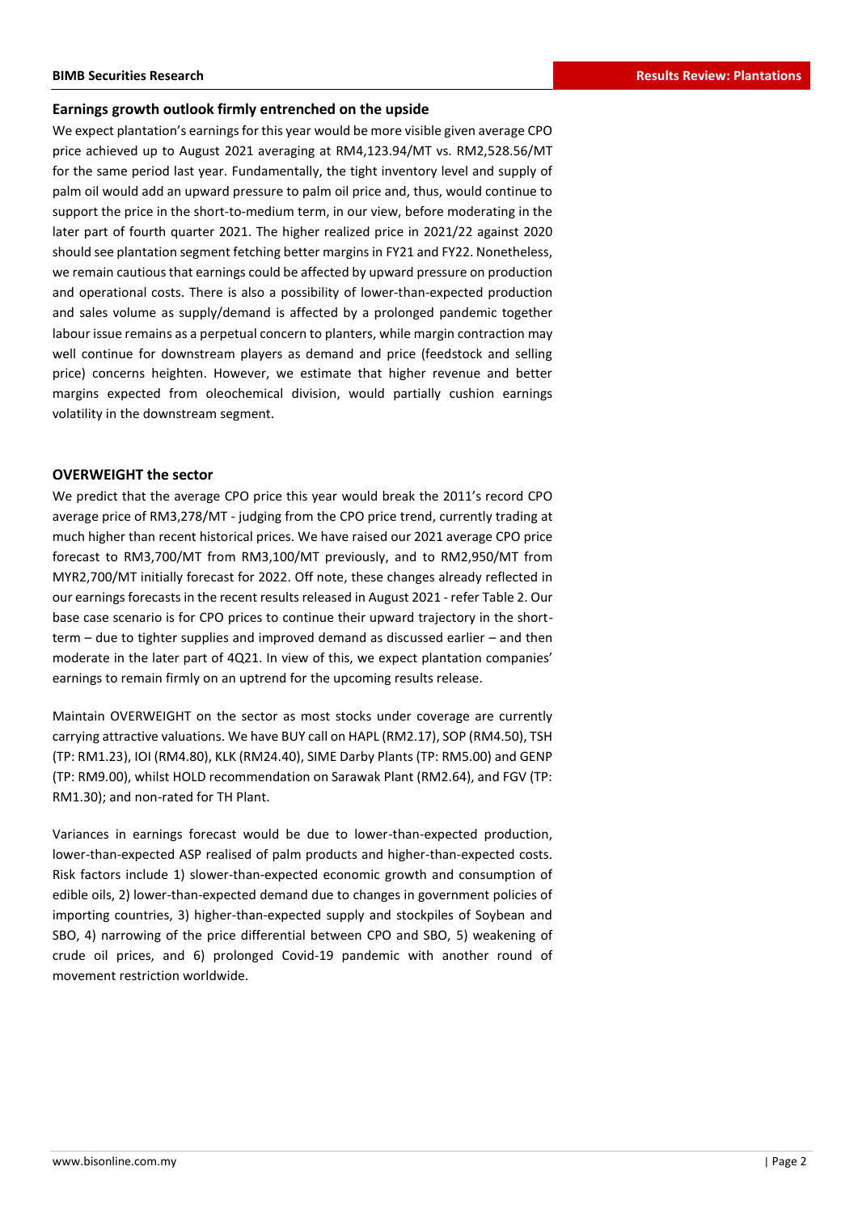## Earnings growth outlook firmly entrenched on the upside

We expect plantation's earnings for this year would be more visible given average CPO price achieved up to August 2021 averaging at RM4,123.94/MT vs. RM2,528.56/MT for the same period last year. Fundamentally, the tight inventory level and supply of palm oil would add an upward pressure to palm oil price and, thus, would continue to support the price in the short-to-medium term, in our view, before moderating in the later part of fourth quarter 2021. The higher realized price in 2021/22 against 2020 should see plantation segment fetching better margins in FY21 and FY22. Nonetheless, we remain cautious that earnings could be affected by upward pressure on production and operational costs. There is also a possibility of lower-than-expected production and sales volume as supply/demand is affected by a prolonged pandemic together labour issue remains as a perpetual concern to planters, while margin contraction may well continue for downstream players as demand and price (feedstock and selling price) concerns heighten. However, we estimate that higher revenue and better margins expected from oleochemical division, would partially cushion earnings volatility in the downstream segment.

## OVERWEIGHT the sector

We predict that the average CPO price this year would break the 2011's record CPO average price of RM3,278/MT - judging from the CPO price trend, currently trading at much higher than recent historical prices. We have raised our 2021 average CPO price forecast to RM3,700/MT from RM3,100/MT previously, and to RM2,950/MT from MYR2,700/MT initially forecast for 2022. Off note, these changes already reflected in our earnings forecasts in the recent results released in August 2021 - refer Table 2. Our base case scenario is for CPO prices to continue their upward trajectory in the short-term – due to tighter supplies and improved demand as discussed earlier – and then moderate in the later part of 4Q21. In view of this, we expect plantation companies' earnings to remain firmly on an uptrend for the upcoming results release.

Maintain OVERWEIGHT on the sector as most stocks under coverage are currently carrying attractive valuations. We have BUY call on HAPL (RM2.17), SOP (RM4.50), TSH (TP: RM1.23), IOI (RM4.80), KLK (RM24.40), SIME Darby Plants (TP: RM5.00) and GENP (TP: RM9.00), whilst HOLD recommendation on Sarawak Plant (RM2.64), and FGV (TP: RM1.30); and non-rated for TH Plant.

Variances in earnings forecast would be due to lower-than-expected production, lower-than-expected ASP realised of palm products and higher-than-expected costs. Risk factors include 1) slower-than-expected economic growth and consumption of edible oils, 2) lower-than-expected demand due to changes in government policies of importing countries, 3) higher-than-expected supply and stockpiles of Soybean and SBO, 4) narrowing of the price differential between CPO and SBO, 5) weakening of crude oil prices, and 6) prolonged Covid-19 pandemic with another round of movement restriction worldwide.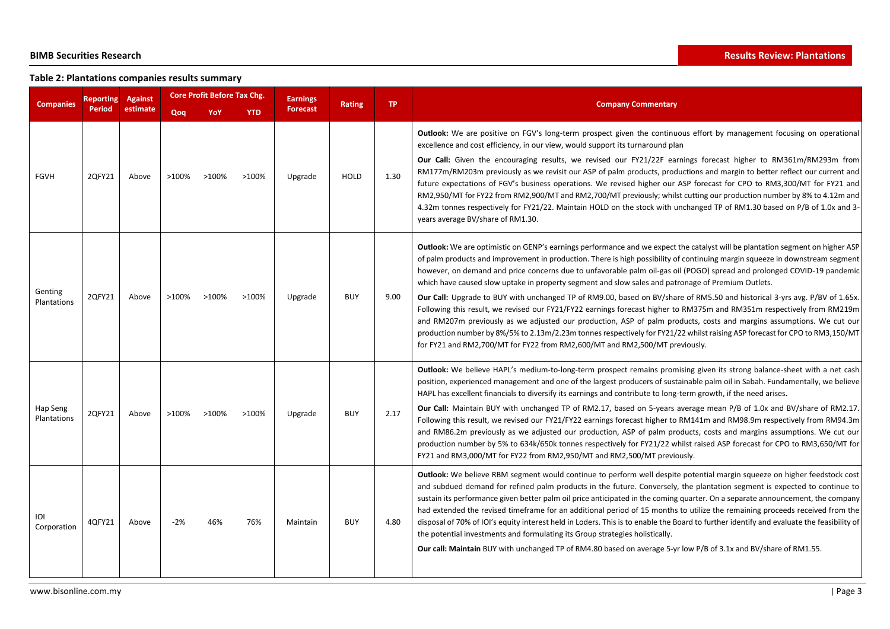## Table 2: Plantations companies results summary

| Companies | Reporting Period | Against estimate | Core Profit Before Tax Chg. | | | Earnings Forecast | Rating | TP | Company Commentary |
|---|---|---|---|---|---|---|---|---|---|
| | | | Qoq | YoY | YTD | | | | |
| FGVH | 2QFY21 | Above | >100% | >100% | >100% | Upgrade | HOLD | 1.30 | **Outlook:** We are positive on FGV's long-term prospect given the continuous effort by management focusing on operational excellence and cost efficiency, in our view, would support its turnaround plan<br>**Our Call:** Given the encouraging results, we revised our FY21/22F earnings forecast higher to RM361m/RM293m from RM177m/RM203m previously as we revisit our ASP of palm products, productions and margin to better reflect our current and future expectations of FGV's business operations. We revised higher our ASP forecast for CPO to RM3,300/MT for FY21 and RM2,950/MT for FY22 from RM2,900/MT and RM2,700/MT previously; whilst cutting our production number by 8% to 4.12m and 4.32m tonnes respectively for FY21/22. Maintain HOLD on the stock with unchanged TP of RM1.30 based on P/B of 1.0x and 3-years average BV/share of RM1.30. |
| Genting Plantations | 2QFY21 | Above | >100% | >100% | >100% | Upgrade | BUY | 9.00 | **Outlook:** We are optimistic on GENP's earnings performance and we expect the catalyst will be plantation segment on higher ASP of palm products and improvement in production. There is high possibility of continuing margin squeeze in downstream segment however, on demand and price concerns due to unfavorable palm oil-gas oil (POGO) spread and prolonged COVID-19 pandemic which have caused slow uptake in property segment and slow sales and patronage of Premium Outlets.<br>**Our Call:** Upgrade to BUY with unchanged TP of RM9.00, based on BV/share of RM5.50 and historical 3-yrs avg. P/BV of 1.65x. Following this result, we revised our FY21/FY22 earnings forecast higher to RM375m and RM351m respectively from RM219m and RM207m previously as we adjusted our production, ASP of palm products, costs and margins assumptions. We cut our production number by 8%/5% to 2.13m/2.23m tonnes respectively for FY21/22 whilst raising ASP forecast for CPO to RM3,150/MT for FY21 and RM2,700/MT for FY22 from RM2,600/MT and RM2,500/MT previously. |
| Hap Seng Plantations | 2QFY21 | Above | >100% | >100% | >100% | Upgrade | BUY | 2.17 | **Outlook:** We believe HAPL's medium-to-long-term prospect remains promising given its strong balance-sheet with a net cash position, experienced management and one of the largest producers of sustainable palm oil in Sabah. Fundamentally, we believe HAPL has excellent financials to diversify its earnings and contribute to long-term growth, if the need arises.<br>**Our Call:** Maintain BUY with unchanged TP of RM2.17, based on 5-years average mean P/B of 1.0x and BV/share of RM2.17. Following this result, we revised our FY21/FY22 earnings forecast higher to RM141m and RM98.9m respectively from RM94.3m and RM86.2m previously as we adjusted our production, ASP of palm products, costs and margins assumptions. We cut our production number by 5% to 634k/650k tonnes respectively for FY21/22 whilst raised ASP forecast for CPO to RM3,650/MT for FY21 and RM3,000/MT for FY22 from RM2,950/MT and RM2,500/MT previously. |
| IOI Corporation | 4QFY21 | Above | -2% | 46% | 76% | Maintain | BUY | 4.80 | **Outlook:** We believe RBM segment would continue to perform well despite potential margin squeeze on higher feedstock cost and subdued demand for refined palm products in the future. Conversely, the plantation segment is expected to continue to sustain its performance given better palm oil price anticipated in the coming quarter. On a separate announcement, the company had extended the revised timeframe for an additional period of 15 months to utilize the remaining proceeds received from the disposal of 70% of IOI's equity interest held in Loders. This is to enable the Board to further identify and evaluate the feasibility of the potential investments and formulating its Group strategies holistically.<br>**Our call: Maintain** BUY with unchanged TP of RM4.80 based on average 5-yr low P/B of 3.1x and BV/share of RM1.55. |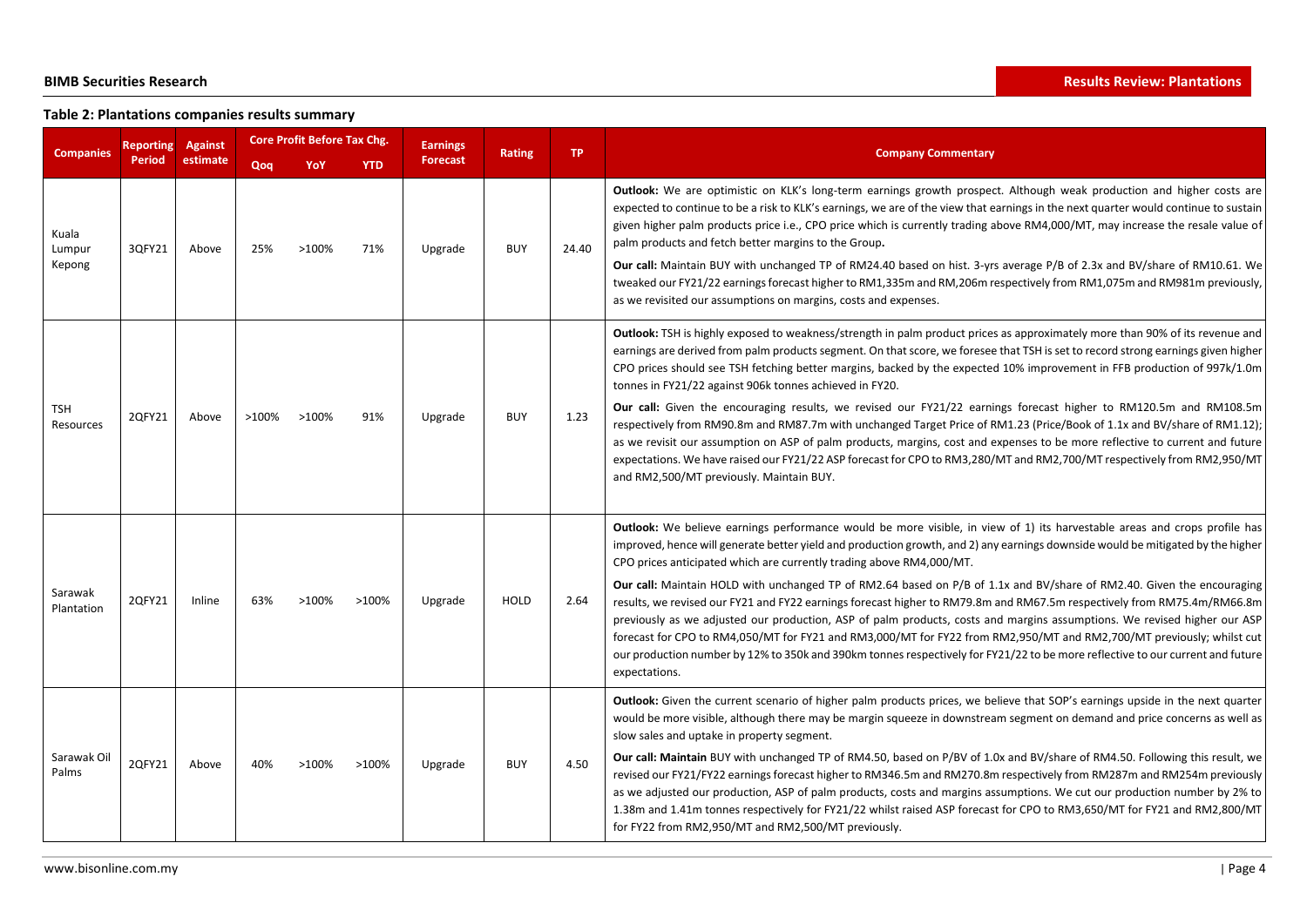**Table 2: Plantations companies results summary**

| Companies | Reporting Period | Against estimate | Core Profit Before Tax Chg. | | | Earnings Forecast | Rating | TP | Company Commentary |
|---|---|---|---|---|---|---|---|---|---|
| | | | Qoq | YoY | YTD | | | | |
| Kuala Lumpur Kepong | 3QFY21 | Above | 25% | >100% | 71% | Upgrade | BUY | 24.40 | **Outlook:** We are optimistic on KLK's long-term earnings growth prospect. Although weak production and higher costs are expected to continue to be a risk to KLK's earnings, we are of the view that earnings in the next quarter would continue to sustain given higher palm products price i.e., CPO price which is currently trading above RM4,000/MT, may increase the resale value of palm products and fetch better margins to the Group**.** <br><br> **Our call:** Maintain BUY with unchanged TP of RM24.40 based on hist. 3-yrs average P/B of 2.3x and BV/share of RM10.61. We tweaked our FY21/22 earnings forecast higher to RM1,335m and RM,206m respectively from RM1,075m and RM981m previously, as we revisited our assumptions on margins, costs and expenses. |
| TSH Resources | 2QFY21 | Above | >100% | >100% | 91% | Upgrade | BUY | 1.23 | **Outlook:** TSH is highly exposed to weakness/strength in palm product prices as approximately more than 90% of its revenue and earnings are derived from palm products segment. On that score, we foresee that TSH is set to record strong earnings given higher CPO prices should see TSH fetching better margins, backed by the expected 10% improvement in FFB production of 997k/1.0m tonnes in FY21/22 against 906k tonnes achieved in FY20. <br><br> **Our call:** Given the encouraging results, we revised our FY21/22 earnings forecast higher to RM120.5m and RM108.5m respectively from RM90.8m and RM87.7m with unchanged Target Price of RM1.23 (Price/Book of 1.1x and BV/share of RM1.12); as we revisit our assumption on ASP of palm products, margins, cost and expenses to be more reflective to current and future expectations. We have raised our FY21/22 ASP forecast for CPO to RM3,280/MT and RM2,700/MT respectively from RM2,950/MT and RM2,500/MT previously. Maintain BUY. |
| Sarawak Plantation | 2QFY21 | Inline | 63% | >100% | >100% | Upgrade | HOLD | 2.64 | **Outlook:** We believe earnings performance would be more visible, in view of 1) its harvestable areas and crops profile has improved, hence will generate better yield and production growth, and 2) any earnings downside would be mitigated by the higher CPO prices anticipated which are currently trading above RM4,000/MT. <br><br> **Our call:** Maintain HOLD with unchanged TP of RM2.64 based on P/B of 1.1x and BV/share of RM2.40. Given the encouraging results, we revised our FY21 and FY22 earnings forecast higher to RM79.8m and RM67.5m respectively from RM75.4m/RM66.8m previously as we adjusted our production, ASP of palm products, costs and margins assumptions. We revised higher our ASP forecast for CPO to RM4,050/MT for FY21 and RM3,000/MT for FY22 from RM2,950/MT and RM2,700/MT previously; whilst cut our production number by 12% to 350k and 390km tonnes respectively for FY21/22 to be more reflective to our current and future expectations. |
| Sarawak Oil Palms | 2QFY21 | Above | 40% | >100% | >100% | Upgrade | BUY | 4.50 | **Outlook:** Given the current scenario of higher palm products prices, we believe that SOP's earnings upside in the next quarter would be more visible, although there may be margin squeeze in downstream segment on demand and price concerns as well as slow sales and uptake in property segment. <br><br> **Our call: Maintain** BUY with unchanged TP of RM4.50, based on P/BV of 1.0x and BV/share of RM4.50. Following this result, we revised our FY21/FY22 earnings forecast higher to RM346.5m and RM270.8m respectively from RM287m and RM254m previously as we adjusted our production, ASP of palm products, costs and margins assumptions. We cut our production number by 2% to 1.38m and 1.41m tonnes respectively for FY21/22 whilst raised ASP forecast for CPO to RM3,650/MT for FY21 and RM2,800/MT for FY22 from RM2,950/MT and RM2,500/MT previously. |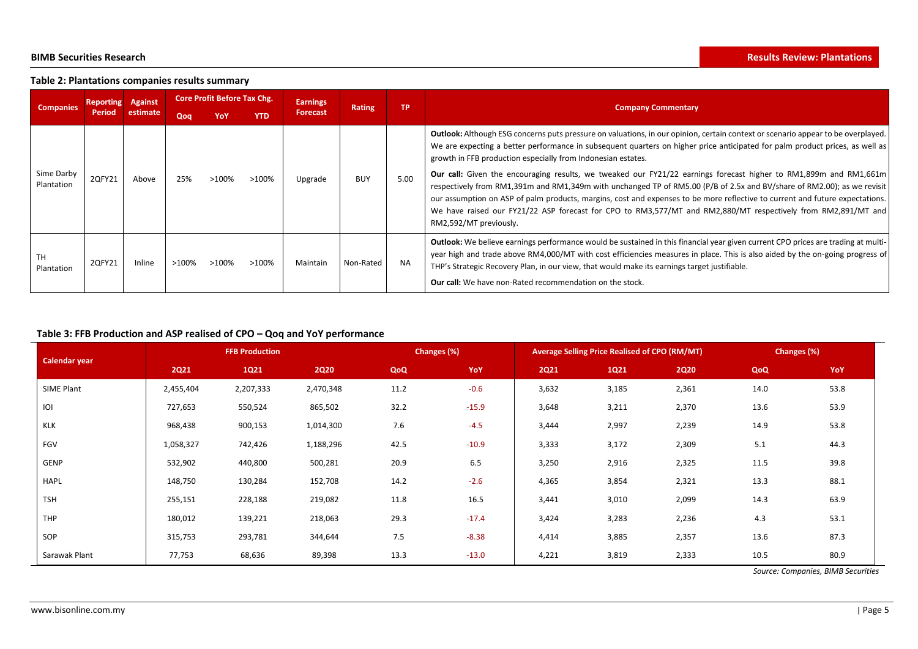**Table 2: Plantations companies results summary**

| Companies | Reporting Period | Against estimate | Core Profit Before Tax Chg. | | | Earnings Forecast | Rating | TP | Company Commentary |
|---|---|---|---|---|---|---|---|---|---|
| | | | Qoq | YoY | YTD | | | | |
| Sime Darby Plantation | 2QFY21 | Above | 25% | >100% | >100% | Upgrade | BUY | 5.00 | **Outlook:** Although ESG concerns puts pressure on valuations, in our opinion, certain context or scenario appear to be overplayed. We are expecting a better performance in subsequent quarters on higher price anticipated for palm product prices, as well as growth in FFB production especially from Indonesian estates. **Our call:** Given the encouraging results, we tweaked our FY21/22 earnings forecast higher to RM1,899m and RM1,661m respectively from RM1,391m and RM1,349m with unchanged TP of RM5.00 (P/B of 2.5x and BV/share of RM2.00); as we revisit our assumption on ASP of palm products, margins, cost and expenses to be more reflective to current and future expectations. We have raised our FY21/22 ASP forecast for CPO to RM3,577/MT and RM2,880/MT respectively from RM2,891/MT and RM2,592/MT previously. |
| TH Plantation | 2QFY21 | Inline | >100% | >100% | >100% | Maintain | Non-Rated | NA | **Outlook:** We believe earnings performance would be sustained in this financial year given current CPO prices are trading at multi-year high and trade above RM4,000/MT with cost efficiencies measures in place. This is also aided by the on-going progress of THP's Strategic Recovery Plan, in our view, that would make its earnings target justifiable. **Our call:** We have non-Rated recommendation on the stock. |

**Table 3: FFB Production and ASP realised of CPO – Qoq and YoY performance**

| Calendar year | FFB Production | | | Changes (%) | | Average Selling Price Realised of CPO (RM/MT) | | | Changes (%) | |
|---|---|---|---|---|---|---|---|---|---|---|
| | 2Q21 | 1Q21 | 2Q20 | QoQ | YoY | 2Q21 | 1Q21 | 2Q20 | QoQ | YoY |
| SIME Plant | 2,455,404 | 2,207,333 | 2,470,348 | 11.2 | -0.6 | 3,632 | 3,185 | 2,361 | 14.0 | 53.8 |
| IOI | 727,653 | 550,524 | 865,502 | 32.2 | -15.9 | 3,648 | 3,211 | 2,370 | 13.6 | 53.9 |
| KLK | 968,438 | 900,153 | 1,014,300 | 7.6 | -4.5 | 3,444 | 2,997 | 2,239 | 14.9 | 53.8 |
| FGV | 1,058,327 | 742,426 | 1,188,296 | 42.5 | -10.9 | 3,333 | 3,172 | 2,309 | 5.1 | 44.3 |
| GENP | 532,902 | 440,800 | 500,281 | 20.9 | 6.5 | 3,250 | 2,916 | 2,325 | 11.5 | 39.8 |
| HAPL | 148,750 | 130,284 | 152,708 | 14.2 | -2.6 | 4,365 | 3,854 | 2,321 | 13.3 | 88.1 |
| TSH | 255,151 | 228,188 | 219,082 | 11.8 | 16.5 | 3,441 | 3,010 | 2,099 | 14.3 | 63.9 |
| THP | 180,012 | 139,221 | 218,063 | 29.3 | -17.4 | 3,424 | 3,283 | 2,236 | 4.3 | 53.1 |
| SOP | 315,753 | 293,781 | 344,644 | 7.5 | -8.38 | 4,414 | 3,885 | 2,357 | 13.6 | 87.3 |
| Sarawak Plant | 77,753 | 68,636 | 89,398 | 13.3 | -13.0 | 4,221 | 3,819 | 2,333 | 10.5 | 80.9 |

*Source: Companies, BIMB Securities*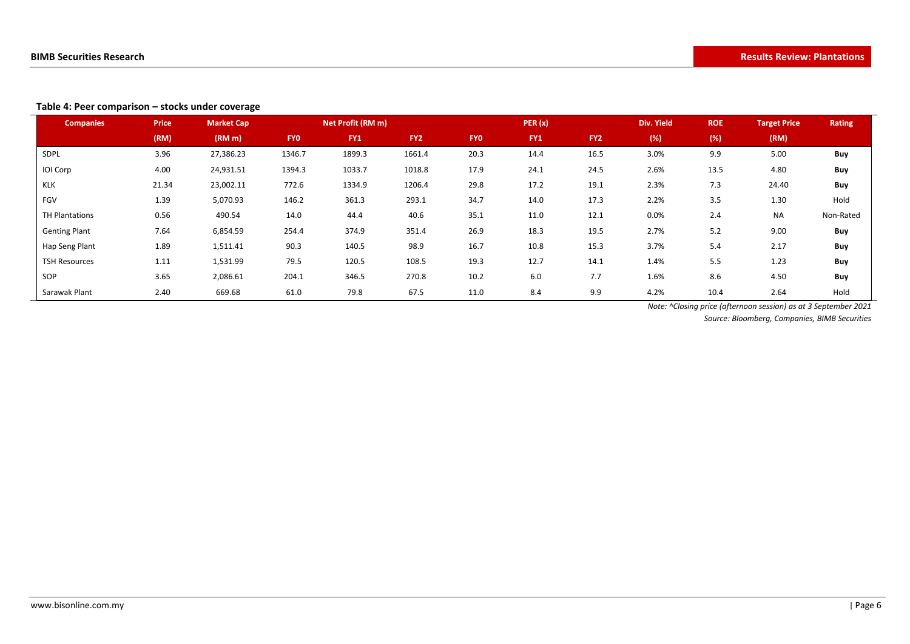**Table 4: Peer comparison – stocks under coverage**

| Companies | Price | Market Cap | Net Profit (RM m) | | | PER (x) | | | Div. Yield | ROE | Target Price | Rating |
|---|---|---|---|---|---|---|---|---|---|---|---|---|
| | (RM) | (RM m) | FY0 | FY1 | FY2 | FY0 | FY1 | FY2 | (%) | (%) | (RM) | |
| SDPL | 3.96 | 27,386.23 | 1346.7 | 1899.3 | 1661.4 | 20.3 | 14.4 | 16.5 | 3.0% | 9.9 | 5.00 | **Buy** |
| IOI Corp | 4.00 | 24,931.51 | 1394.3 | 1033.7 | 1018.8 | 17.9 | 24.1 | 24.5 | 2.6% | 13.5 | 4.80 | **Buy** |
| KLK | 21.34 | 23,002.11 | 772.6 | 1334.9 | 1206.4 | 29.8 | 17.2 | 19.1 | 2.3% | 7.3 | 24.40 | **Buy** |
| FGV | 1.39 | 5,070.93 | 146.2 | 361.3 | 293.1 | 34.7 | 14.0 | 17.3 | 2.2% | 3.5 | 1.30 | Hold |
| TH Plantations | 0.56 | 490.54 | 14.0 | 44.4 | 40.6 | 35.1 | 11.0 | 12.1 | 0.0% | 2.4 | NA | Non-Rated |
| Genting Plant | 7.64 | 6,854.59 | 254.4 | 374.9 | 351.4 | 26.9 | 18.3 | 19.5 | 2.7% | 5.2 | 9.00 | **Buy** |
| Hap Seng Plant | 1.89 | 1,511.41 | 90.3 | 140.5 | 98.9 | 16.7 | 10.8 | 15.3 | 3.7% | 5.4 | 2.17 | **Buy** |
| TSH Resources | 1.11 | 1,531.99 | 79.5 | 120.5 | 108.5 | 19.3 | 12.7 | 14.1 | 1.4% | 5.5 | 1.23 | **Buy** |
| SOP | 3.65 | 2,086.61 | 204.1 | 346.5 | 270.8 | 10.2 | 6.0 | 7.7 | 1.6% | 8.6 | 4.50 | **Buy** |
| Sarawak Plant | 2.40 | 669.68 | 61.0 | 79.8 | 67.5 | 11.0 | 8.4 | 9.9 | 4.2% | 10.4 | 2.64 | Hold |

*Note: ^Closing price (afternoon session) as at 3 September 2021*

*Source: Bloomberg, Companies, BIMB Securities*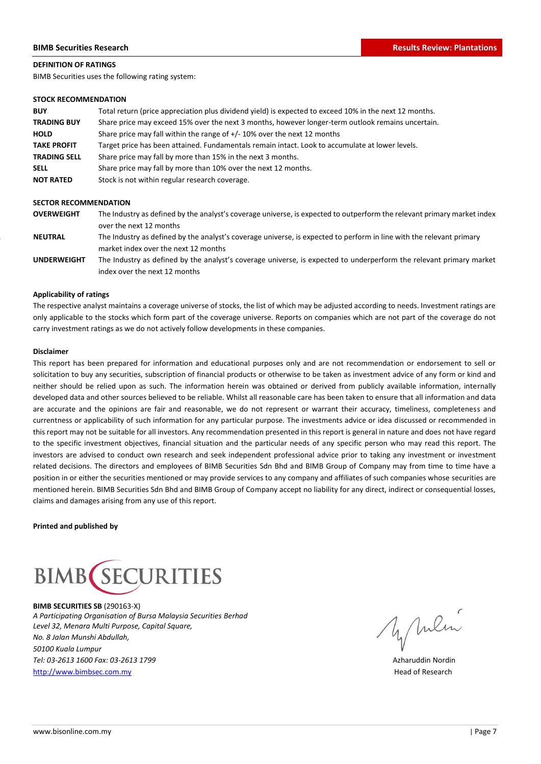## DEFINITION OF RATINGS

BIMB Securities uses the following rating system:

### STOCK RECOMMENDATION

| | |
|---|---|
| **BUY** | Total return (price appreciation plus dividend yield) is expected to exceed 10% in the next 12 months. |
| **TRADING BUY** | Share price may exceed 15% over the next 3 months, however longer-term outlook remains uncertain. |
| **HOLD** | Share price may fall within the range of +/- 10% over the next 12 months |
| **TAKE PROFIT** | Target price has been attained. Fundamentals remain intact. Look to accumulate at lower levels. |
| **TRADING SELL** | Share price may fall by more than 15% in the next 3 months. |
| **SELL** | Share price may fall by more than 10% over the next 12 months. |
| **NOT RATED** | Stock is not within regular research coverage. |

### SECTOR RECOMMENDATION

| | |
|---|---|
| **OVERWEIGHT** | The Industry as defined by the analyst's coverage universe, is expected to outperform the relevant primary market index over the next 12 months |
| **NEUTRAL** | The Industry as defined by the analyst's coverage universe, is expected to perform in line with the relevant primary market index over the next 12 months |
| **UNDERWEIGHT** | The Industry as defined by the analyst's coverage universe, is expected to underperform the relevant primary market index over the next 12 months |

**Applicability of ratings**

The respective analyst maintains a coverage universe of stocks, the list of which may be adjusted according to needs. Investment ratings are only applicable to the stocks which form part of the coverage universe. Reports on companies which are not part of the coverage do not carry investment ratings as we do not actively follow developments in these companies.

**Disclaimer**

This report has been prepared for information and educational purposes only and are not recommendation or endorsement to sell or solicitation to buy any securities, subscription of financial products or otherwise to be taken as investment advice of any form or kind and neither should be relied upon as such. The information herein was obtained or derived from publicly available information, internally developed data and other sources believed to be reliable. Whilst all reasonable care has been taken to ensure that all information and data are accurate and the opinions are fair and reasonable, we do not represent or warrant their accuracy, timeliness, completeness and currentness or applicability of such information for any particular purpose. The investments advice or idea discussed or recommended in this report may not be suitable for all investors. Any recommendation presented in this report is general in nature and does not have regard to the specific investment objectives, financial situation and the particular needs of any specific person who may read this report. The investors are advised to conduct own research and seek independent professional advice prior to taking any investment or investment related decisions. The directors and employees of BIMB Securities Sdn Bhd and BIMB Group of Company may from time to time have a position in or either the securities mentioned or may provide services to any company and affiliates of such companies whose securities are mentioned herein. BIMB Securities Sdn Bhd and BIMB Group of Company accept no liability for any direct, indirect or consequential losses, claims and damages arising from any use of this report.

**Printed and published by**

BIMB SECURITIES

**BIMB SECURITIES SB** (290163-X)
*A Participating Organisation of Bursa Malaysia Securities Berhad*
*Level 32, Menara Multi Purpose, Capital Square,*
*No. 8 Jalan Munshi Abdullah,*
*50100 Kuala Lumpur*
*Tel: 03-2613 1600 Fax: 03-2613 1799*
http://www.bimbsec.com.my

Azharuddin Nordin
Head of Research